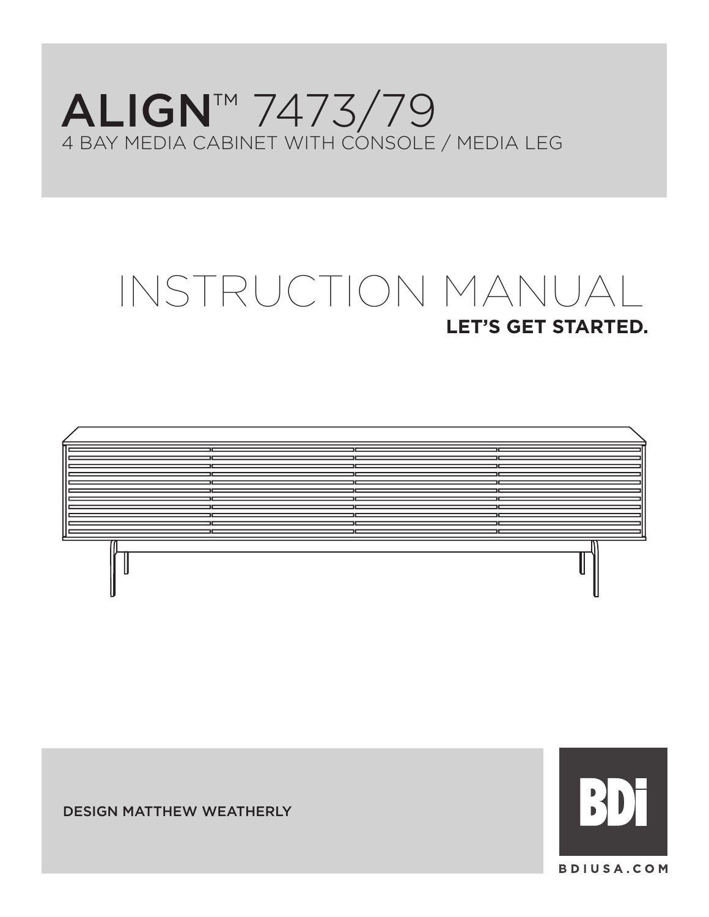# ALIGN™ 7473/79

4 BAY MEDIA CABINET WITH CONSOLE / MEDIA LEG

# INSTRUCTION MANUAL

**LET'S GET STARTED.**

DESIGN MATTHEW WEATHERLY

BDi

BDIUSA.COM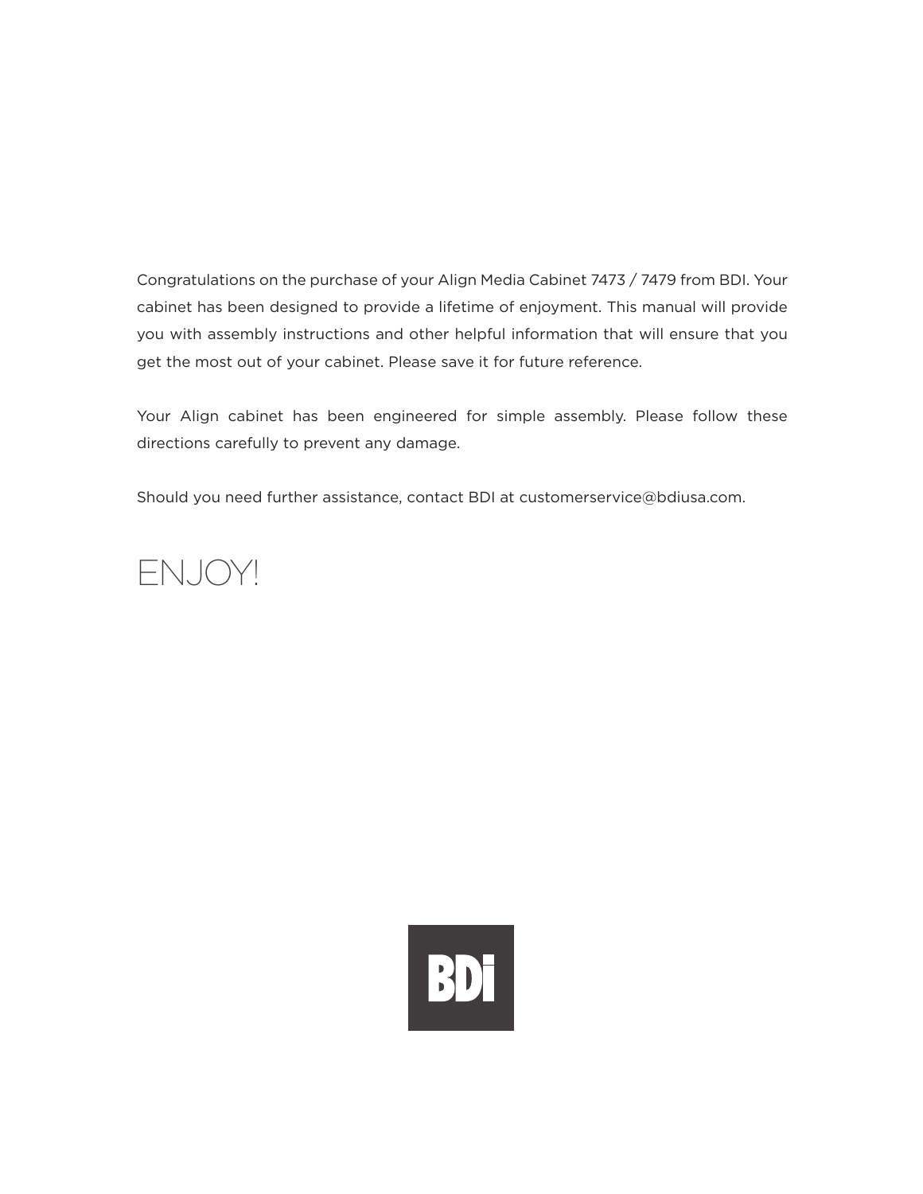Congratulations on the purchase of your Align Media Cabinet 7473 / 7479 from BDI. Your cabinet has been designed to provide a lifetime of enjoyment. This manual will provide you with assembly instructions and other helpful information that will ensure that you get the most out of your cabinet. Please save it for future reference.

Your Align cabinet has been engineered for simple assembly. Please follow these directions carefully to prevent any damage.

Should you need further assistance, contact BDI at customerservice@bdiusa.com.

# ENJOY!

BDI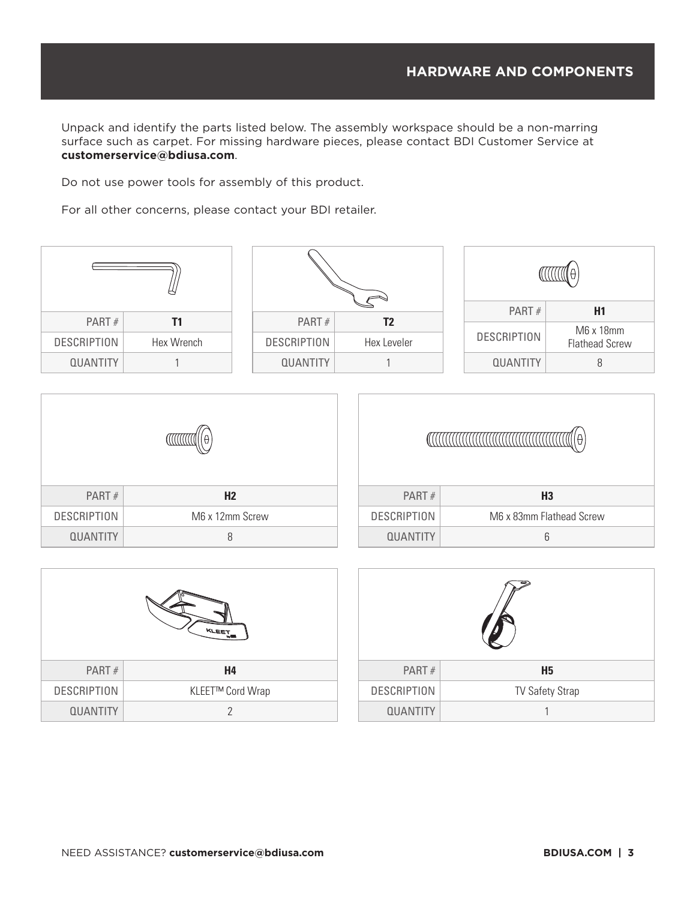## HARDWARE AND COMPONENTS

Unpack and identify the parts listed below. The assembly workspace should be a non-marring surface such as carpet. For missing hardware pieces, please contact BDI Customer Service at **customerservice@bdiusa.com**.

Do not use power tools for assembly of this product.

For all other concerns, please contact your BDI retailer.

| PART # | **T1** |
|---|---|
| DESCRIPTION | Hex Wrench |
| QUANTITY | 1 |

| PART # | **T2** |
|---|---|
| DESCRIPTION | Hex Leveler |
| QUANTITY | 1 |

| PART # | **H1** |
|---|---|
| DESCRIPTION | M6 x 18mm Flathead Screw |
| QUANTITY | 8 |

| PART # | **H2** |
|---|---|
| DESCRIPTION | M6 x 12mm Screw |
| QUANTITY | 8 |

| PART # | **H3** |
|---|---|
| DESCRIPTION | M6 x 83mm Flathead Screw |
| QUANTITY | 6 |

| PART # | **H4** |
|---|---|
| DESCRIPTION | KLEET™ Cord Wrap |
| QUANTITY | 2 |

| PART # | **H5** |
|---|---|
| DESCRIPTION | TV Safety Strap |
| QUANTITY | 1 |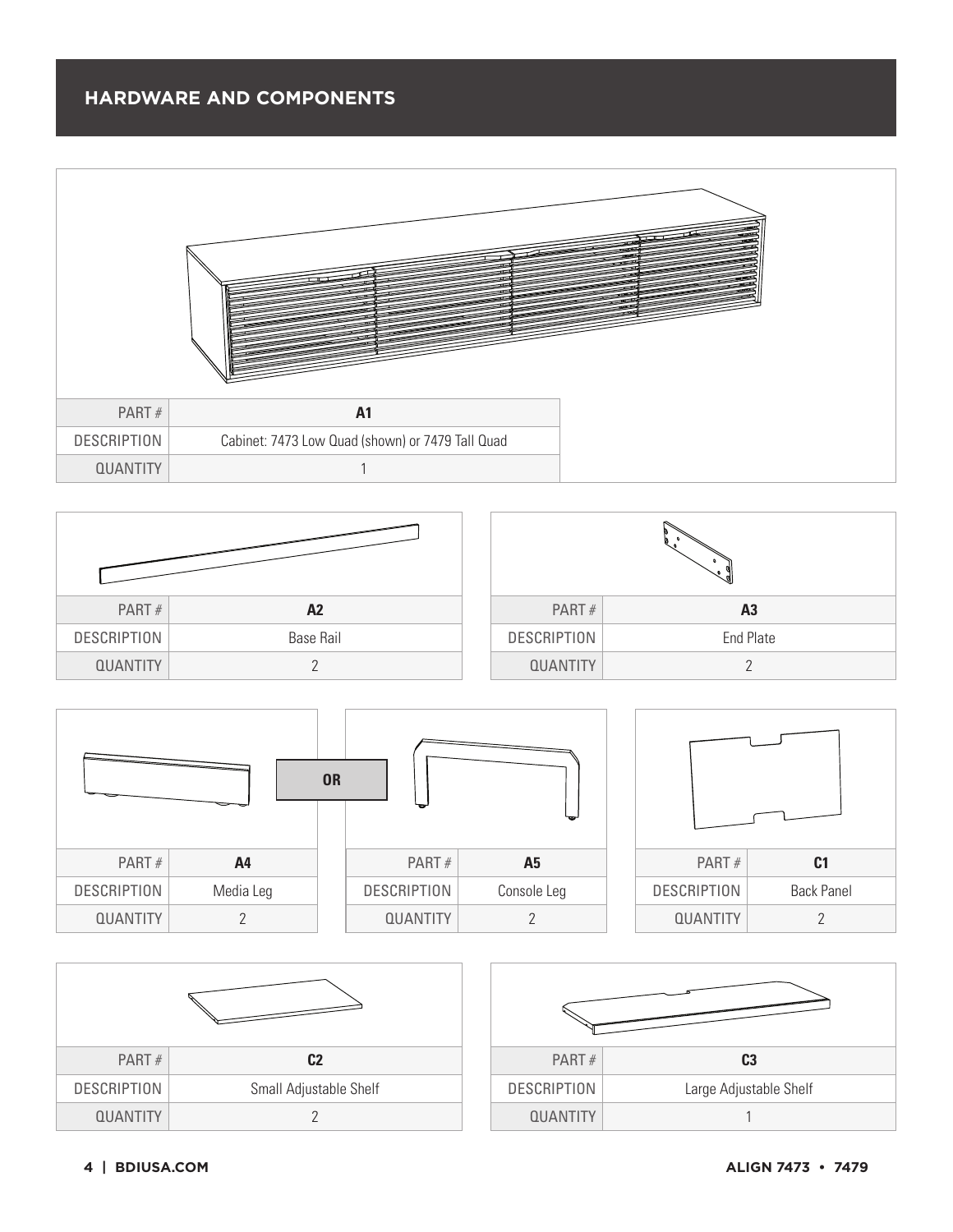## HARDWARE AND COMPONENTS

| PART # | A1 |
|---|---|
| DESCRIPTION | Cabinet: 7473 Low Quad (shown) or 7479 Tall Quad |
| QUANTITY | 1 |

| PART # | A2 |
|---|---|
| DESCRIPTION | Base Rail |
| QUANTITY | 2 |

| PART # | A3 |
|---|---|
| DESCRIPTION | End Plate |
| QUANTITY | 2 |

| PART # | A4 |
|---|---|
| DESCRIPTION | Media Leg |
| QUANTITY | 2 |

OR

| PART # | A5 |
|---|---|
| DESCRIPTION | Console Leg |
| QUANTITY | 2 |

| PART # | C1 |
|---|---|
| DESCRIPTION | Back Panel |
| QUANTITY | 2 |

| PART # | C2 |
|---|---|
| DESCRIPTION | Small Adjustable Shelf |
| QUANTITY | 2 |

| PART # | C3 |
|---|---|
| DESCRIPTION | Large Adjustable Shelf |
| QUANTITY | 1 |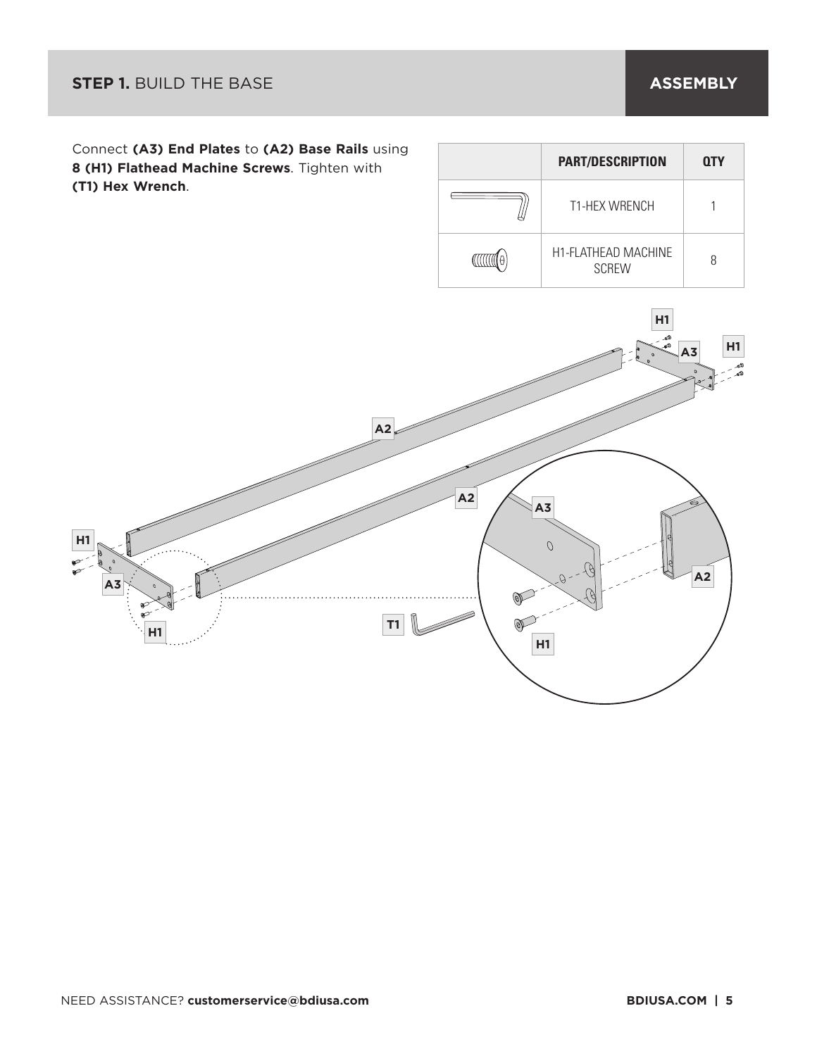## **STEP 1.** BUILD THE BASE

**ASSEMBLY**

Connect **(A3) End Plates** to **(A2) Base Rails** using **8 (H1) Flathead Machine Screws**. Tighten with **(T1) Hex Wrench**.

| | PART/DESCRIPTION | QTY |
|---|---|---|
| | T1-HEX WRENCH | 1 |
| | H1-FLATHEAD MACHINE SCREW | 8 |

NEED ASSISTANCE? **customerservice@bdiusa.com**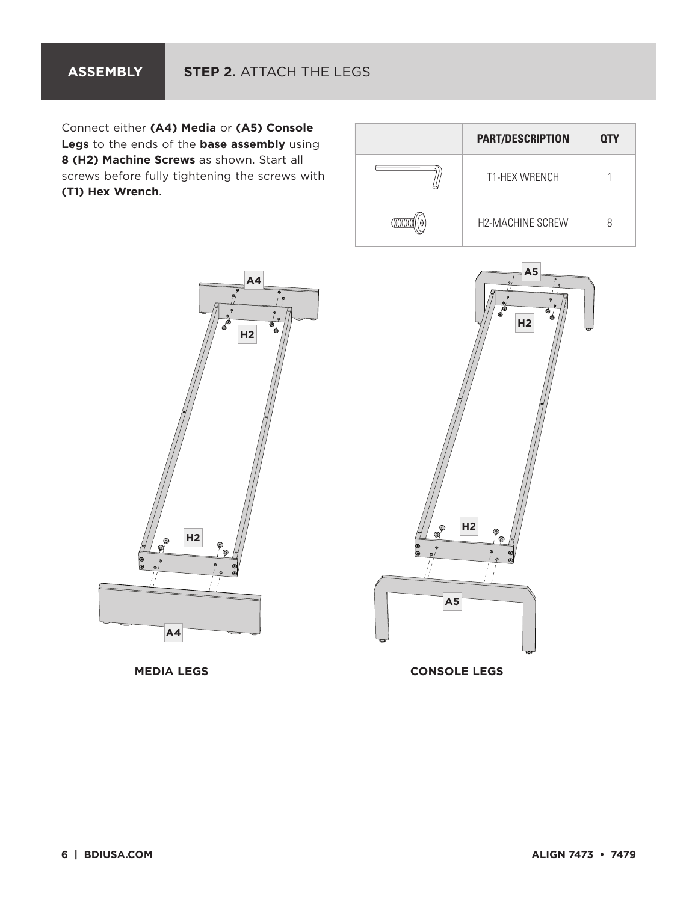## ASSEMBLY — STEP 2. ATTACH THE LEGS

Connect either **(A4) Media** or **(A5) Console Legs** to the ends of the **base assembly** using **8 (H2) Machine Screws** as shown. Start all screws before fully tightening the screws with **(T1) Hex Wrench**.

| | PART/DESCRIPTION | QTY |
|---|---|---|
| | T1-HEX WRENCH | 1 |
| | H2-MACHINE SCREW | 8 |

A4

H2

H2

A4

**MEDIA LEGS**

A5

H2

H2

A5

**CONSOLE LEGS**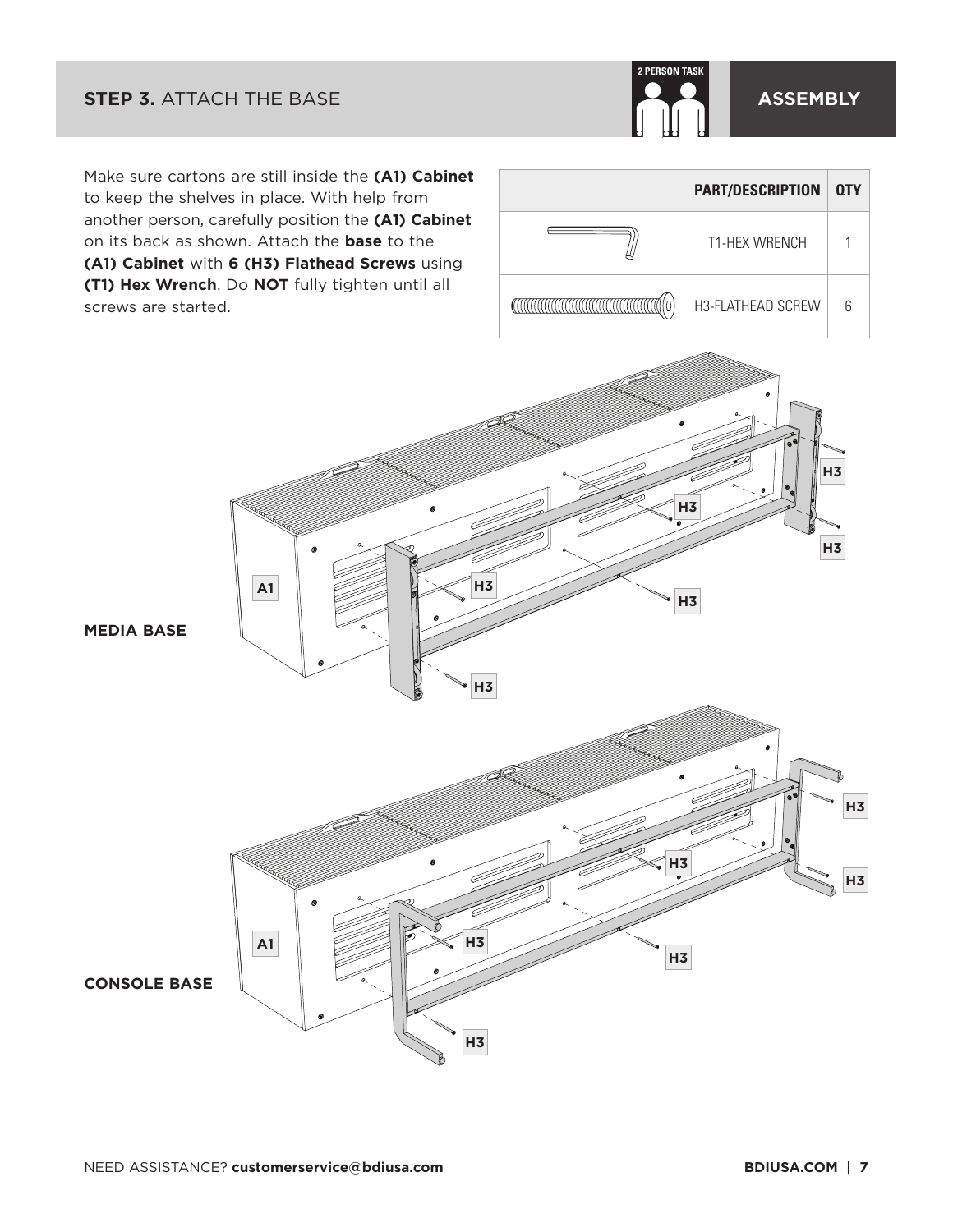## STEP 3. ATTACH THE BASE

2 PERSON TASK

**ASSEMBLY**

Make sure cartons are still inside the **(A1) Cabinet** to keep the shelves in place. With help from another person, carefully position the **(A1) Cabinet** on its back as shown. Attach the **base** to the **(A1) Cabinet** with **6 (H3) Flathead Screws** using **(T1) Hex Wrench**. Do **NOT** fully tighten until all screws are started.

| | PART/DESCRIPTION | QTY |
|---|---|---|
| | T1-HEX WRENCH | 1 |
| | H3-FLATHEAD SCREW | 6 |

A1

H3

H3

H3

H3

H3

H3

**MEDIA BASE**

A1

H3

H3

H3

H3

H3

H3

**CONSOLE BASE**

NEED ASSISTANCE? **customerservice@bdiusa.com**

**BDIUSA.COM**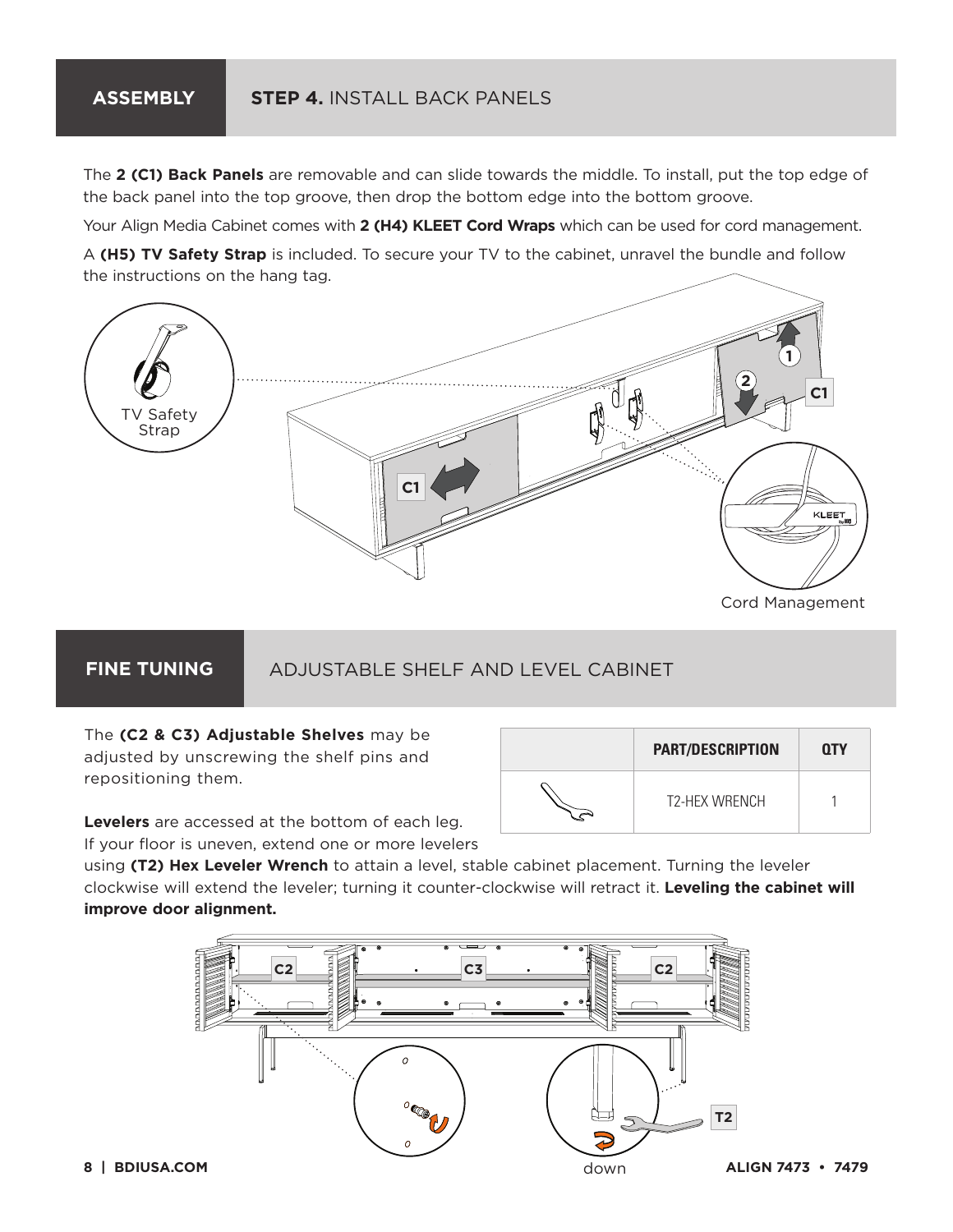## ASSEMBLY — STEP 4. INSTALL BACK PANELS

The **2 (C1) Back Panels** are removable and can slide towards the middle. To install, put the top edge of the back panel into the top groove, then drop the bottom edge into the bottom groove.

Your Align Media Cabinet comes with **2 (H4) KLEET Cord Wraps** which can be used for cord management.

A **(H5) TV Safety Strap** is included. To secure your TV to the cabinet, unravel the bundle and follow the instructions on the hang tag.

TV Safety Strap

Cord Management

## FINE TUNING — ADJUSTABLE SHELF AND LEVEL CABINET

The **(C2 & C3) Adjustable Shelves** may be adjusted by unscrewing the shelf pins and repositioning them.

**Levelers** are accessed at the bottom of each leg. If your floor is uneven, extend one or more levelers using **(T2) Hex Leveler Wrench** to attain a level, stable cabinet placement. Turning the leveler clockwise will extend the leveler; turning it counter-clockwise will retract it. **Leveling the cabinet will improve door alignment.**

| | PART/DESCRIPTION | QTY |
|---|---|---|
| | T2-HEX WRENCH | 1 |

down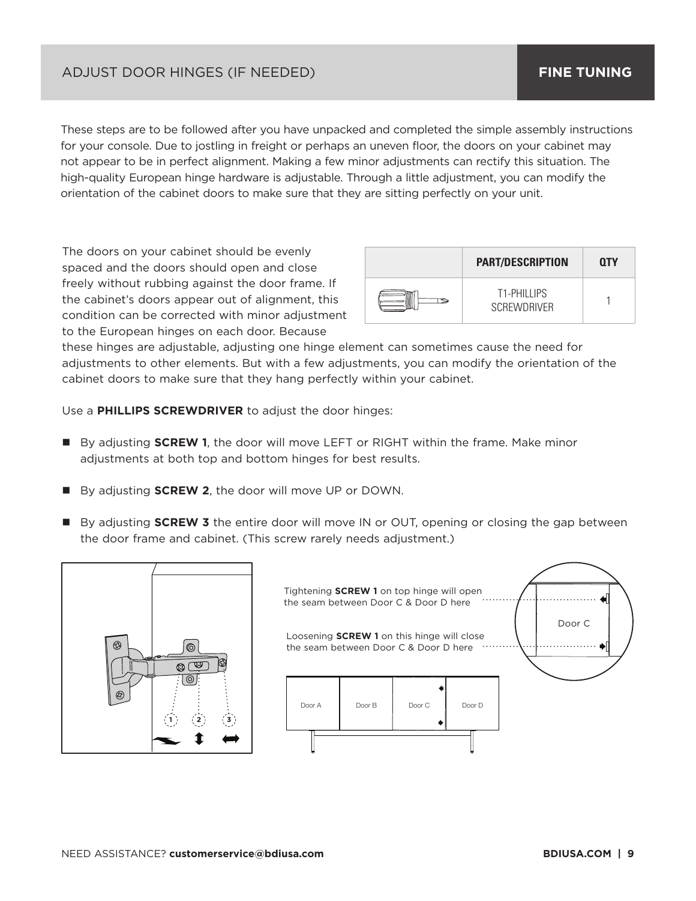## ADJUST DOOR HINGES (IF NEEDED)

**FINE TUNING**

These steps are to be followed after you have unpacked and completed the simple assembly instructions for your console. Due to jostling in freight or perhaps an uneven floor, the doors on your cabinet may not appear to be in perfect alignment. Making a few minor adjustments can rectify this situation. The high-quality European hinge hardware is adjustable. Through a little adjustment, you can modify the orientation of the cabinet doors to make sure that they are sitting perfectly on your unit.

The doors on your cabinet should be evenly spaced and the doors should open and close freely without rubbing against the door frame. If the cabinet's doors appear out of alignment, this condition can be corrected with minor adjustment to the European hinges on each door. Because these hinges are adjustable, adjusting one hinge element can sometimes cause the need for adjustments to other elements. But with a few adjustments, you can modify the orientation of the cabinet doors to make sure that they hang perfectly within your cabinet.

| | PART/DESCRIPTION | QTY |
|---|---|---|
| | T1-PHILLIPS SCREWDRIVER | 1 |

Use a **PHILLIPS SCREWDRIVER** to adjust the door hinges:

- By adjusting **SCREW 1**, the door will move LEFT or RIGHT within the frame. Make minor adjustments at both top and bottom hinges for best results.
- By adjusting **SCREW 2**, the door will move UP or DOWN.
- By adjusting **SCREW 3** the entire door will move IN or OUT, opening or closing the gap between the door frame and cabinet. (This screw rarely needs adjustment.)

1 2 3

Tightening **SCREW 1** on top hinge will open the seam between Door C & Door D here

Loosening **SCREW 1** on this hinge will close the seam between Door C & Door D here

Door C

Door A Door B Door C Door D

NEED ASSISTANCE? **customerservice@bdiusa.com**

**BDIUSA.COM**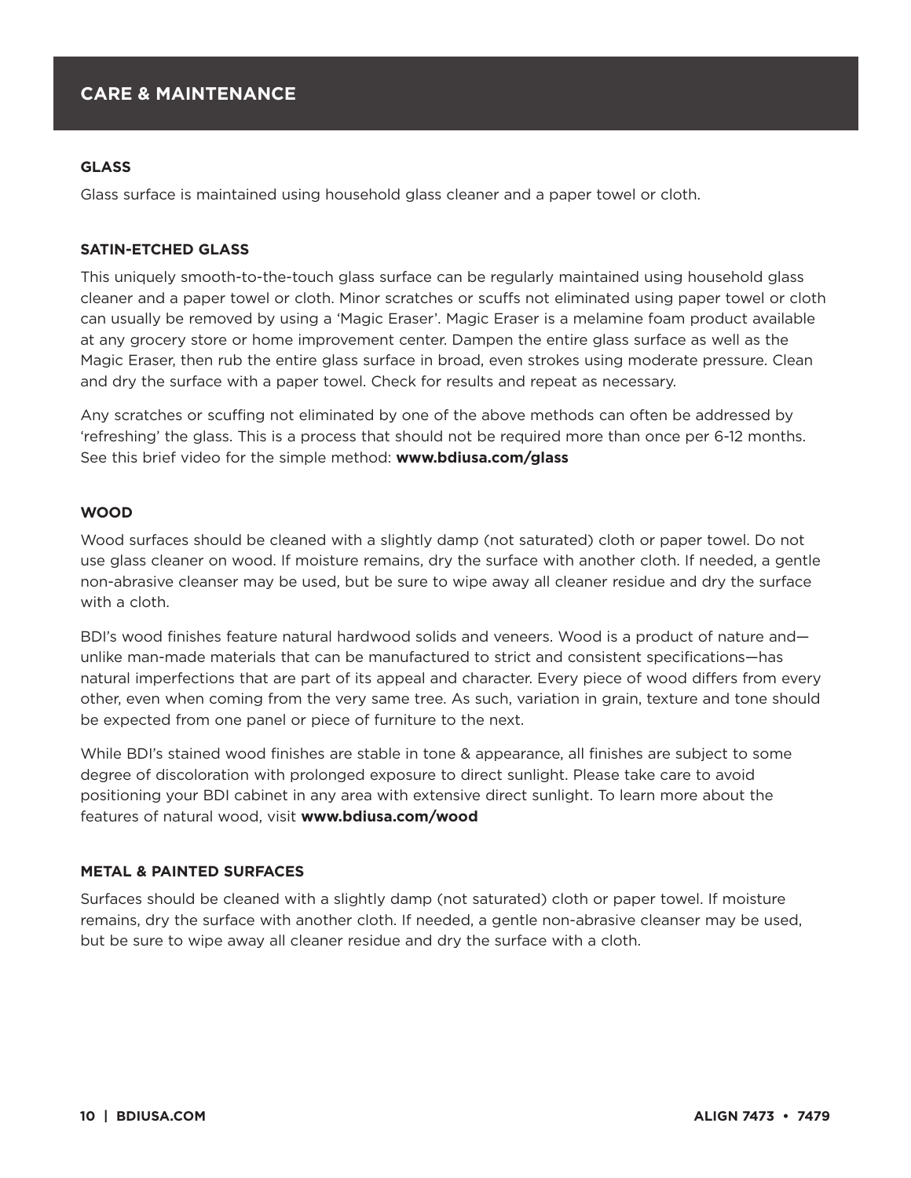## CARE & MAINTENANCE

### GLASS

Glass surface is maintained using household glass cleaner and a paper towel or cloth.

### SATIN-ETCHED GLASS

This uniquely smooth-to-the-touch glass surface can be regularly maintained using household glass cleaner and a paper towel or cloth. Minor scratches or scuffs not eliminated using paper towel or cloth can usually be removed by using a 'Magic Eraser'. Magic Eraser is a melamine foam product available at any grocery store or home improvement center. Dampen the entire glass surface as well as the Magic Eraser, then rub the entire glass surface in broad, even strokes using moderate pressure. Clean and dry the surface with a paper towel. Check for results and repeat as necessary.

Any scratches or scuffing not eliminated by one of the above methods can often be addressed by 'refreshing' the glass. This is a process that should not be required more than once per 6-12 months. See this brief video for the simple method: **www.bdiusa.com/glass**

### WOOD

Wood surfaces should be cleaned with a slightly damp (not saturated) cloth or paper towel. Do not use glass cleaner on wood. If moisture remains, dry the surface with another cloth. If needed, a gentle non-abrasive cleanser may be used, but be sure to wipe away all cleaner residue and dry the surface with a cloth.

BDI's wood finishes feature natural hardwood solids and veneers. Wood is a product of nature and—unlike man-made materials that can be manufactured to strict and consistent specifications—has natural imperfections that are part of its appeal and character. Every piece of wood differs from every other, even when coming from the very same tree. As such, variation in grain, texture and tone should be expected from one panel or piece of furniture to the next.

While BDI's stained wood finishes are stable in tone & appearance, all finishes are subject to some degree of discoloration with prolonged exposure to direct sunlight. Please take care to avoid positioning your BDI cabinet in any area with extensive direct sunlight. To learn more about the features of natural wood, visit **www.bdiusa.com/wood**

### METAL & PAINTED SURFACES

Surfaces should be cleaned with a slightly damp (not saturated) cloth or paper towel. If moisture remains, dry the surface with another cloth. If needed, a gentle non-abrasive cleanser may be used, but be sure to wipe away all cleaner residue and dry the surface with a cloth.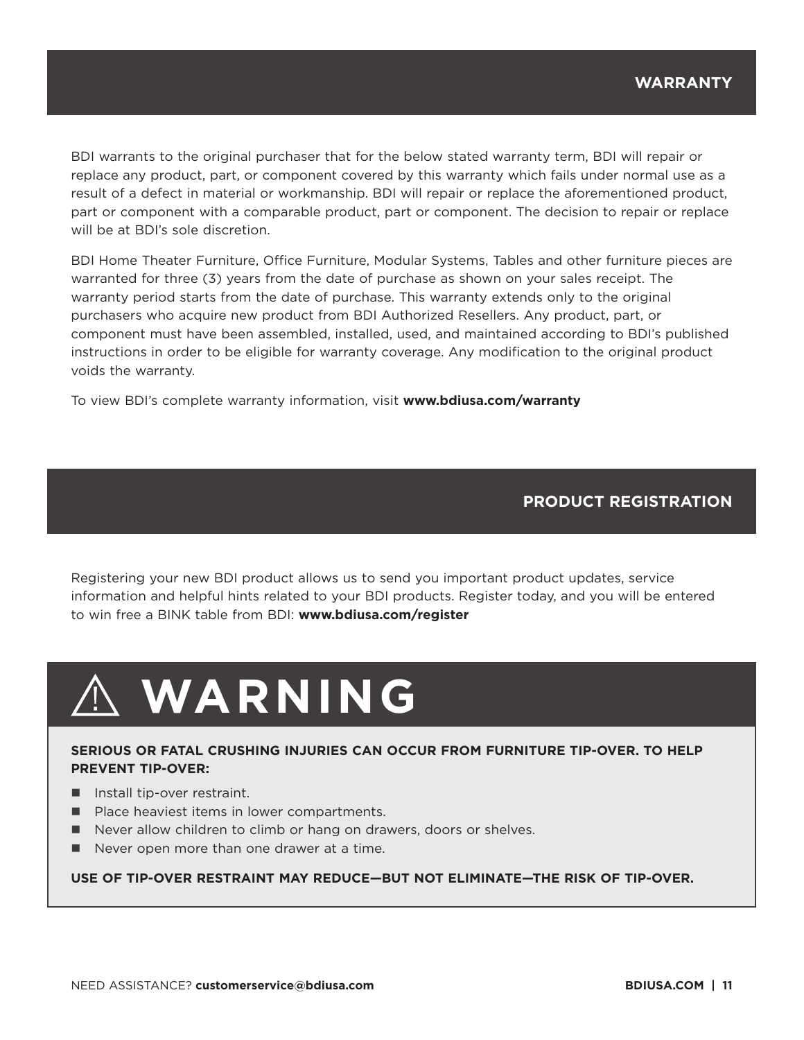## WARRANTY

BDI warrants to the original purchaser that for the below stated warranty term, BDI will repair or replace any product, part, or component covered by this warranty which fails under normal use as a result of a defect in material or workmanship. BDI will repair or replace the aforementioned product, part or component with a comparable product, part or component. The decision to repair or replace will be at BDI's sole discretion.

BDI Home Theater Furniture, Office Furniture, Modular Systems, Tables and other furniture pieces are warranted for three (3) years from the date of purchase as shown on your sales receipt. The warranty period starts from the date of purchase. This warranty extends only to the original purchasers who acquire new product from BDI Authorized Resellers. Any product, part, or component must have been assembled, installed, used, and maintained according to BDI's published instructions in order to be eligible for warranty coverage. Any modification to the original product voids the warranty.

To view BDI's complete warranty information, visit **www.bdiusa.com/warranty**

## PRODUCT REGISTRATION

Registering your new BDI product allows us to send you important product updates, service information and helpful hints related to your BDI products. Register today, and you will be entered to win free a BINK table from BDI: **www.bdiusa.com/register**

## ⚠ WARNING

**SERIOUS OR FATAL CRUSHING INJURIES CAN OCCUR FROM FURNITURE TIP-OVER. TO HELP PREVENT TIP-OVER:**

- Install tip-over restraint.
- Place heaviest items in lower compartments.
- Never allow children to climb or hang on drawers, doors or shelves.
- Never open more than one drawer at a time.

**USE OF TIP-OVER RESTRAINT MAY REDUCE—BUT NOT ELIMINATE—THE RISK OF TIP-OVER.**

NEED ASSISTANCE? **customerservice@bdiusa.com**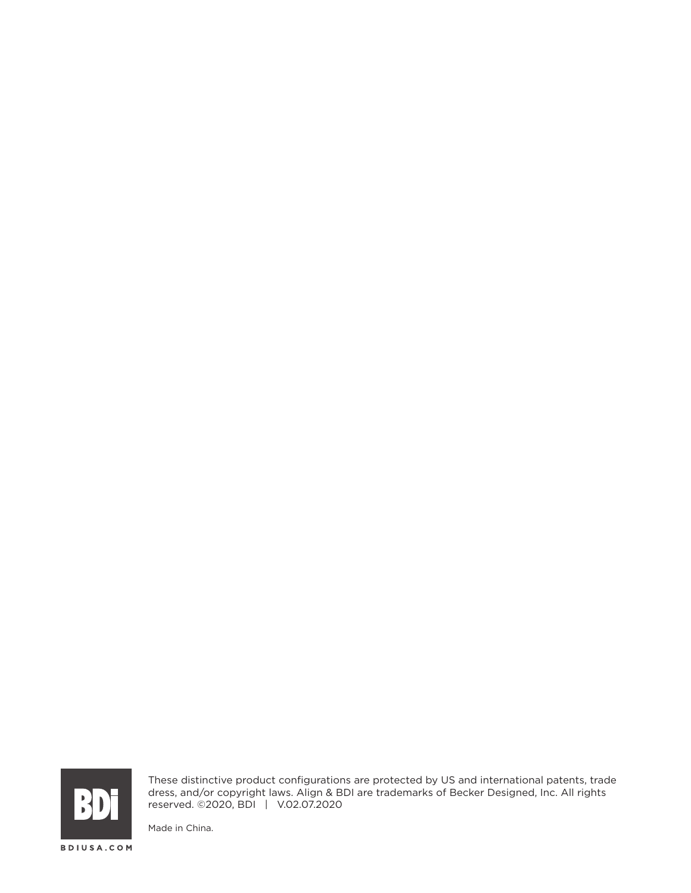BDi

BDIUSA.COM

These distinctive product configurations are protected by US and international patents, trade dress, and/or copyright laws. Align & BDI are trademarks of Becker Designed, Inc. All rights reserved. ©2020, BDI | V.02.07.2020

Made in China.